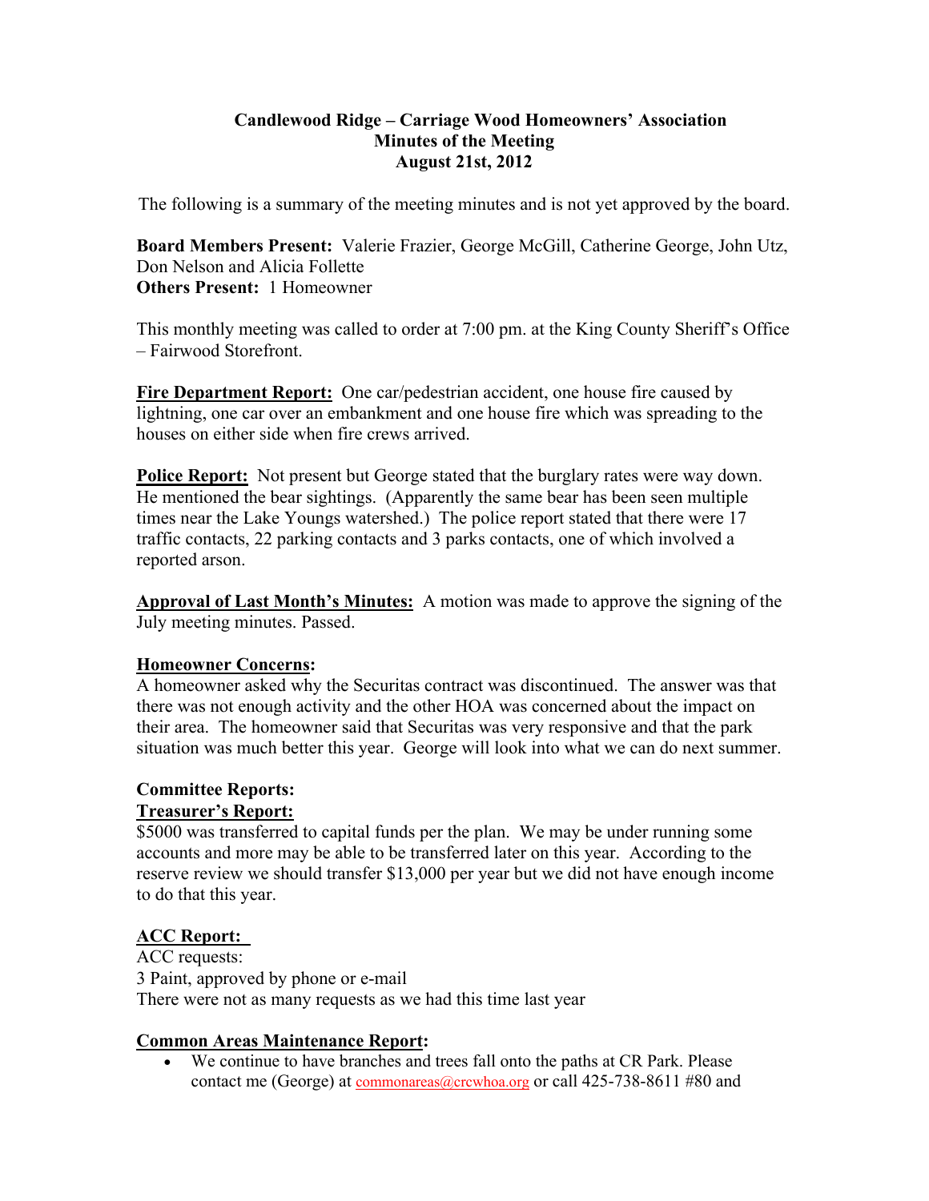# Candlewood Ridge – Carriage Wood Homeowners' Association
## Minutes of the Meeting
## August 21st, 2012

The following is a summary of the meeting minutes and is not yet approved by the board.

**Board Members Present:** Valerie Frazier, George McGill, Catherine George, John Utz, Don Nelson and Alicia Follette
**Others Present:** 1 Homeowner

This monthly meeting was called to order at 7:00 pm. at the King County Sheriff's Office – Fairwood Storefront.

**Fire Department Report:** One car/pedestrian accident, one house fire caused by lightning, one car over an embankment and one house fire which was spreading to the houses on either side when fire crews arrived.

**Police Report:** Not present but George stated that the burglary rates were way down. He mentioned the bear sightings. (Apparently the same bear has been seen multiple times near the Lake Youngs watershed.) The police report stated that there were 17 traffic contacts, 22 parking contacts and 3 parks contacts, one of which involved a reported arson.

**Approval of Last Month's Minutes:** A motion was made to approve the signing of the July meeting minutes. Passed.

**Homeowner Concerns:**
A homeowner asked why the Securitas contract was discontinued. The answer was that there was not enough activity and the other HOA was concerned about the impact on their area. The homeowner said that Securitas was very responsive and that the park situation was much better this year. George will look into what we can do next summer.

**Committee Reports:**

**Treasurer's Report:**
$5000 was transferred to capital funds per the plan. We may be under running some accounts and more may be able to be transferred later on this year. According to the reserve review we should transfer $13,000 per year but we did not have enough income to do that this year.

**ACC Report:**
ACC requests:
3 Paint, approved by phone or e-mail
There were not as many requests as we had this time last year

**Common Areas Maintenance Report:**

- We continue to have branches and trees fall onto the paths at CR Park. Please contact me (George) at commonareas@crcwhoa.org or call 425-738-8611 #80 and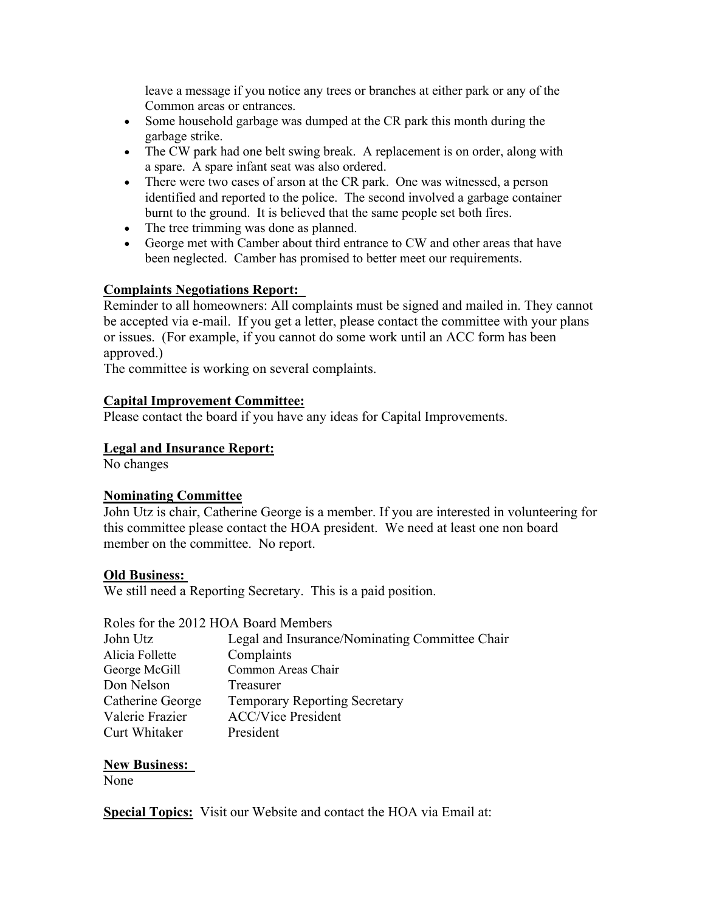leave a message if you notice any trees or branches at either park or any of the Common areas or entrances.

- Some household garbage was dumped at the CR park this month during the garbage strike.
- The CW park had one belt swing break. A replacement is on order, along with a spare. A spare infant seat was also ordered.
- There were two cases of arson at the CR park. One was witnessed, a person identified and reported to the police. The second involved a garbage container burnt to the ground. It is believed that the same people set both fires.
- The tree trimming was done as planned.
- George met with Camber about third entrance to CW and other areas that have been neglected. Camber has promised to better meet our requirements.

**Complaints Negotiations Report:**

Reminder to all homeowners: All complaints must be signed and mailed in. They cannot be accepted via e-mail. If you get a letter, please contact the committee with your plans or issues. (For example, if you cannot do some work until an ACC form has been approved.)

The committee is working on several complaints.

**Capital Improvement Committee:**

Please contact the board if you have any ideas for Capital Improvements.

**Legal and Insurance Report:**

No changes

**Nominating Committee**

John Utz is chair, Catherine George is a member. If you are interested in volunteering for this committee please contact the HOA president. We need at least one non board member on the committee. No report.

**Old Business:**

We still need a Reporting Secretary. This is a paid position.

Roles for the 2012 HOA Board Members

| | |
|---|---|
| John Utz | Legal and Insurance/Nominating Committee Chair |
| Alicia Follette | Complaints |
| George McGill | Common Areas Chair |
| Don Nelson | Treasurer |
| Catherine George | Temporary Reporting Secretary |
| Valerie Frazier | ACC/Vice President |
| Curt Whitaker | President |

**New Business:**

None

**Special Topics:** Visit our Website and contact the HOA via Email at: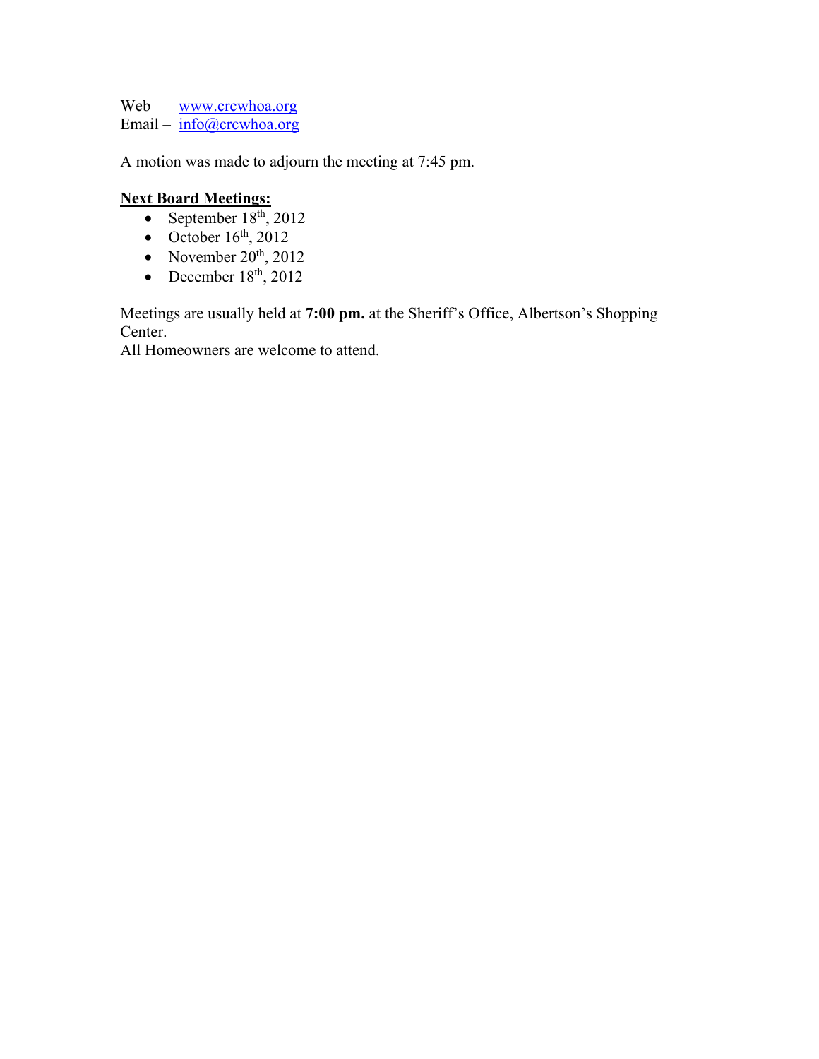Web – www.crcwhoa.org
Email – info@crcwhoa.org

A motion was made to adjourn the meeting at 7:45 pm.

**Next Board Meetings:**

- September 18th, 2012
- October 16th, 2012
- November 20th, 2012
- December 18th, 2012

Meetings are usually held at **7:00 pm.** at the Sheriff's Office, Albertson's Shopping Center.
All Homeowners are welcome to attend.